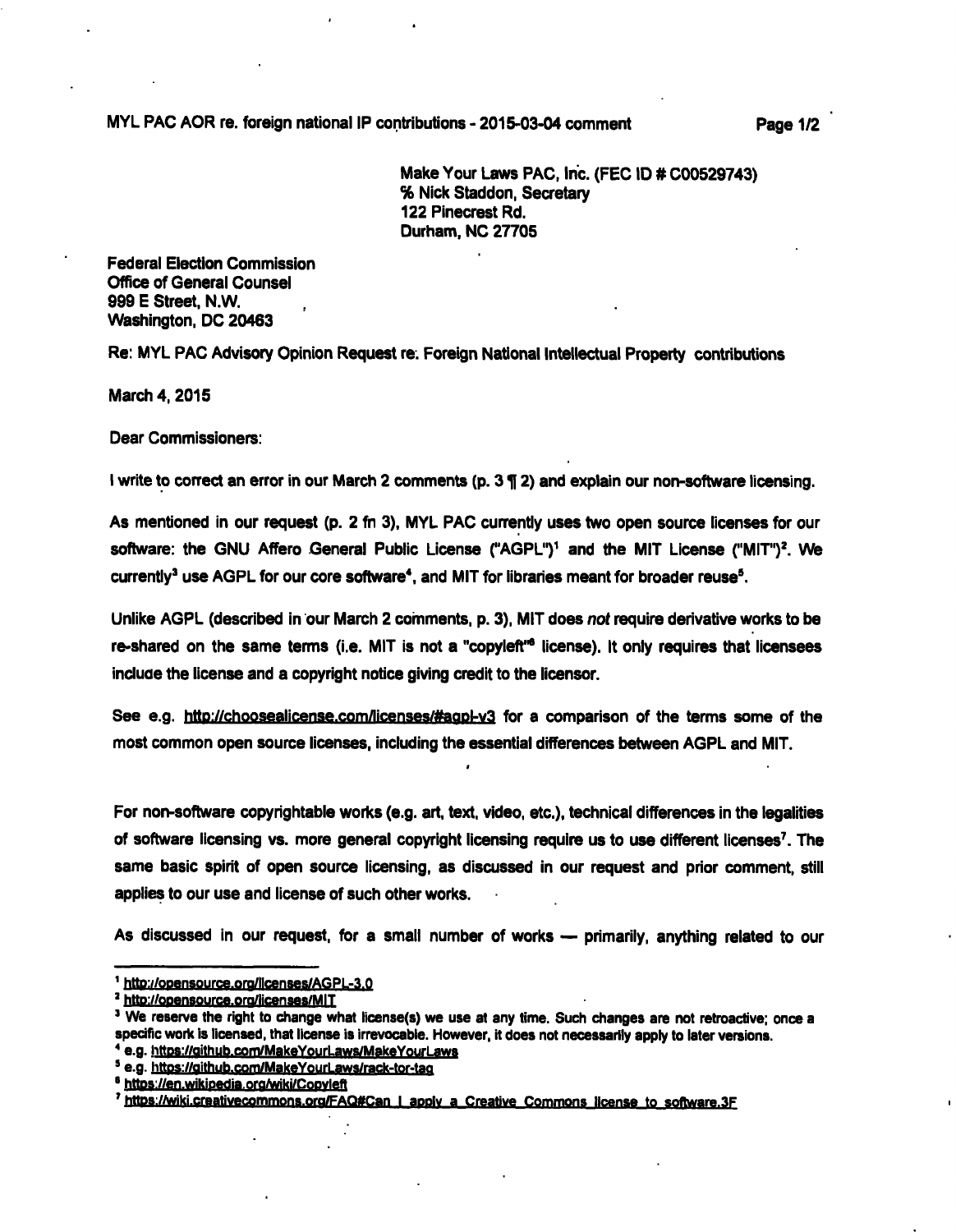Make Your Laws PAC, Inc. (FEC ID # C00529743)
% Nick Staddon, Secretary
122 Pinecrest Rd.
Durham, NC 27705

Federal Election Commission
Office of General Counsel
999 E Street, N.W.
Washington, DC 20463

Re: MYL PAC Advisory Opinion Request re: Foreign National Intellectual Property contributions

March 4, 2015

Dear Commissioners:

I write to correct an error in our March 2 comments (p. 3 ¶ 2) and explain our non-software licensing.

As mentioned in our request (p. 2 fn 3), MYL PAC currently uses two open source licenses for our software: the GNU Affero General Public License ("AGPL")[1] and the MIT License ("MIT")[2]. We currently[3] use AGPL for our core software[4], and MIT for libraries meant for broader reuse[5].

Unlike AGPL (described in our March 2 comments, p. 3), MIT does *not* require derivative works to be re-shared on the same terms (i.e. MIT is not a "copyleft"[6] license). It only requires that licensees include the license and a copyright notice giving credit to the licensor.

See e.g. http://choosealicense.com/licenses/#agpl-v3 for a comparison of the terms some of the most common open source licenses, including the essential differences between AGPL and MIT.

For non-software copyrightable works (e.g. art, text, video, etc.), technical differences in the legalities of software licensing vs. more general copyright licensing require us to use different licenses[7]. The same basic spirit of open source licensing, as discussed in our request and prior comment, still applies to our use and license of such other works.

As discussed in our request, for a small number of works — primarily, anything related to our

---

[1] http://opensource.org/licenses/AGPL-3.0

[2] http://opensource.org/licenses/MIT

[3] We reserve the right to change what license(s) we use at any time. Such changes are not retroactive; once a specific work is licensed, that license is irrevocable. However, it does not necessarily apply to later versions.

[4] e.g. https://github.com/MakeYourLaws/MakeYourLaws

[5] e.g. https://github.com/MakeYourLaws/rack-tor-tag

[6] https://en.wikipedia.org/wiki/Copyleft

[7] https://wiki.creativecommons.org/FAQ#Can_I_apply_a_Creative_Commons_license_to_software.3F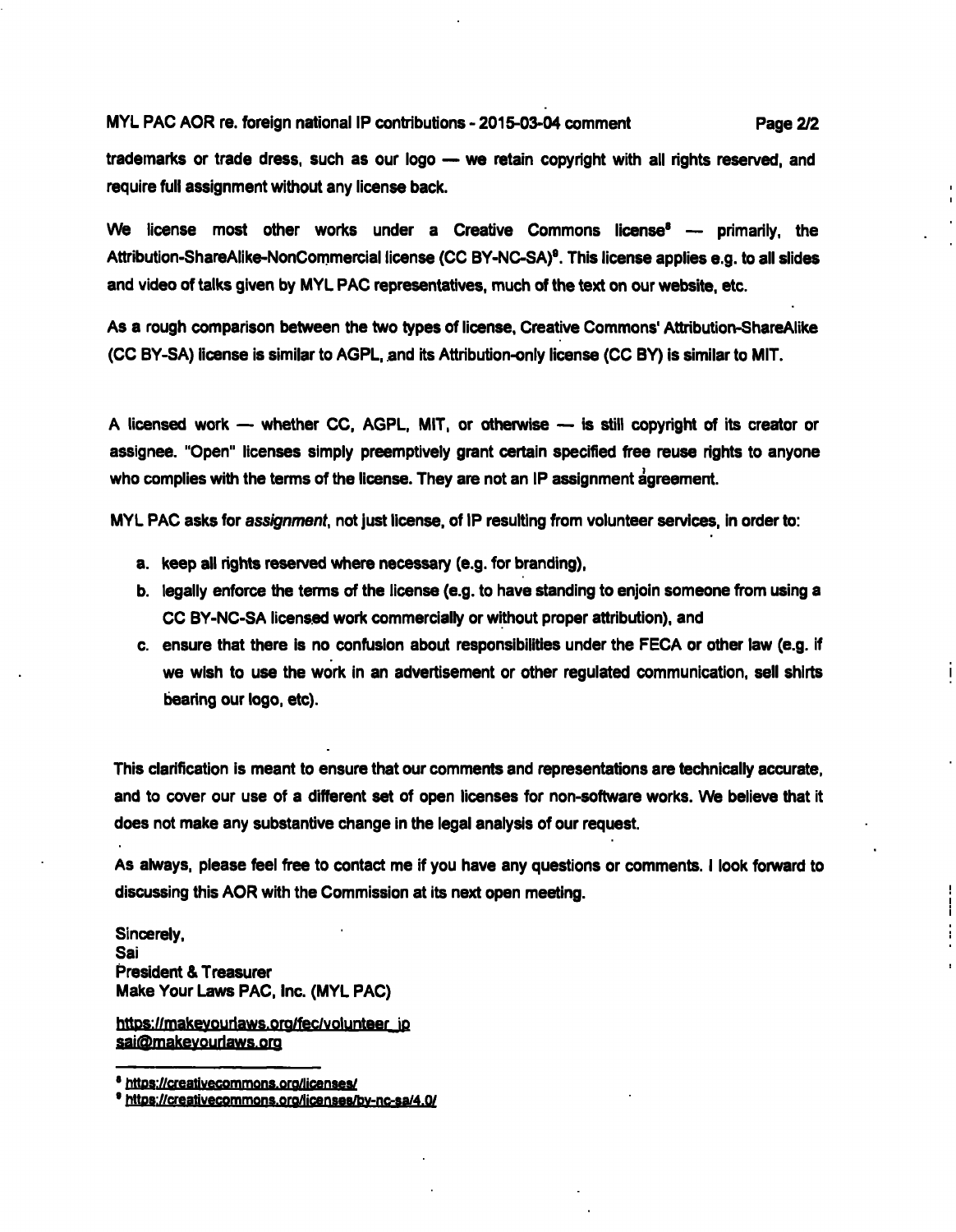trademarks or trade dress, such as our logo — we retain copyright with all rights reserved, and require full assignment without any license back.

We license most other works under a Creative Commons license[8] — primarily, the Attribution-ShareAlike-NonCommercial license (CC BY-NC-SA)[9]. This license applies e.g. to all slides and video of talks given by MYL PAC representatives, much of the text on our website, etc.

As a rough comparison between the two types of license, Creative Commons' Attribution-ShareAlike (CC BY-SA) license is similar to AGPL, and its Attribution-only license (CC BY) is similar to MIT.

A licensed work — whether CC, AGPL, MIT, or otherwise — is still copyright of its creator or assignee. "Open" licenses simply preemptively grant certain specified free reuse rights to anyone who complies with the terms of the license. They are not an IP assignment agreement.

MYL PAC asks for *assignment*, not just license, of IP resulting from volunteer services, in order to:

a. keep all rights reserved where necessary (e.g. for branding),
b. legally enforce the terms of the license (e.g. to have standing to enjoin someone from using a CC BY-NC-SA licensed work commercially or without proper attribution), and
c. ensure that there is no confusion about responsibilities under the FECA or other law (e.g. if we wish to use the work in an advertisement or other regulated communication, sell shirts bearing our logo, etc).

This clarification is meant to ensure that our comments and representations are technically accurate, and to cover our use of a different set of open licenses for non-software works. We believe that it does not make any substantive change in the legal analysis of our request.

As always, please feel free to contact me if you have any questions or comments. I look forward to discussing this AOR with the Commission at its next open meeting.

Sincerely,
Sai
President & Treasurer
Make Your Laws PAC, Inc. (MYL PAC)

https://makeyourlaws.org/fec/volunteer_ip
sai@makeyourlaws.org

---

[8] https://creativecommons.org/licenses/

[9] https://creativecommons.org/licenses/by-nc-sa/4.0/